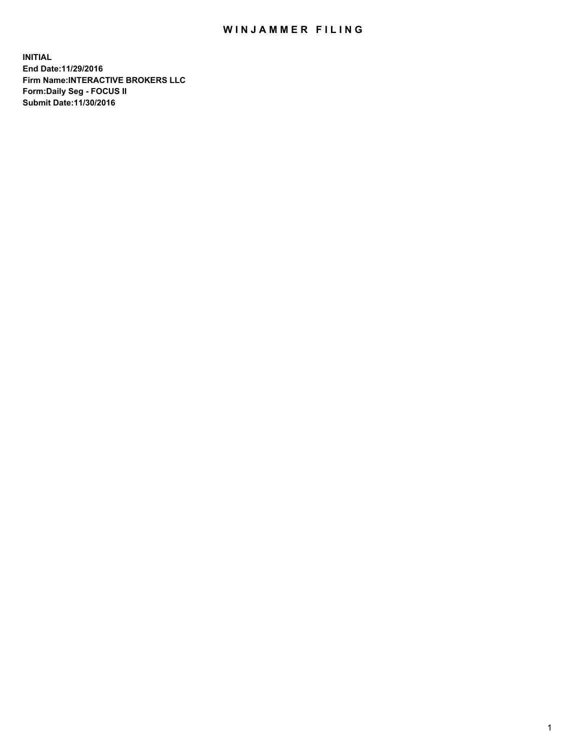# WINJAMMER FILING

**INITIAL**
**End Date:11/29/2016**
**Firm Name:INTERACTIVE BROKERS LLC**
**Form:Daily Seg - FOCUS II**
**Submit Date:11/30/2016**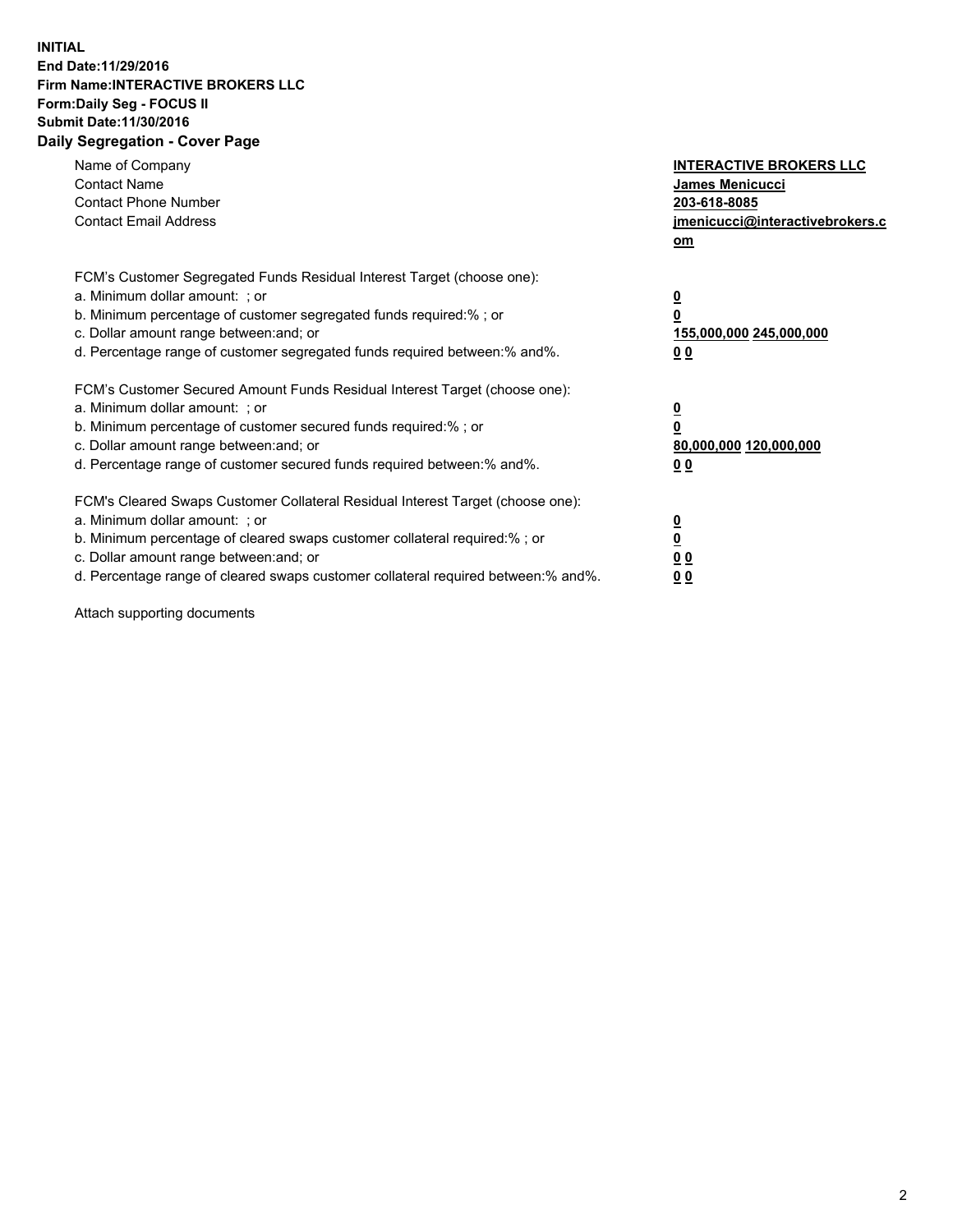**INITIAL**
**End Date:11/29/2016**
**Firm Name:INTERACTIVE BROKERS LLC**
**Form:Daily Seg - FOCUS II**
**Submit Date:11/30/2016**
**Daily Segregation - Cover Page**

| | |
|---|---|
| Name of Company | **INTERACTIVE BROKERS LLC** |
| Contact Name | **James Menicucci** |
| Contact Phone Number | **203-618-8085** |
| Contact Email Address | **jmenicucci@interactivebrokers.com** |

FCM's Customer Segregated Funds Residual Interest Target (choose one):

| | |
|---|---|
| a. Minimum dollar amount: ; or | **0** |
| b. Minimum percentage of customer segregated funds required:% ; or | **0** |
| c. Dollar amount range between:and; or | **155,000,000 245,000,000** |
| d. Percentage range of customer segregated funds required between:% and%. | **0 0** |

FCM's Customer Secured Amount Funds Residual Interest Target (choose one):

| | |
|---|---|
| a. Minimum dollar amount: ; or | **0** |
| b. Minimum percentage of customer secured funds required:% ; or | **0** |
| c. Dollar amount range between:and; or | **80,000,000 120,000,000** |
| d. Percentage range of customer secured funds required between:% and%. | **0 0** |

FCM's Cleared Swaps Customer Collateral Residual Interest Target (choose one):

| | |
|---|---|
| a. Minimum dollar amount: ; or | **0** |
| b. Minimum percentage of cleared swaps customer collateral required:% ; or | **0** |
| c. Dollar amount range between:and; or | **0 0** |
| d. Percentage range of cleared swaps customer collateral required between:% and%. | **0 0** |

Attach supporting documents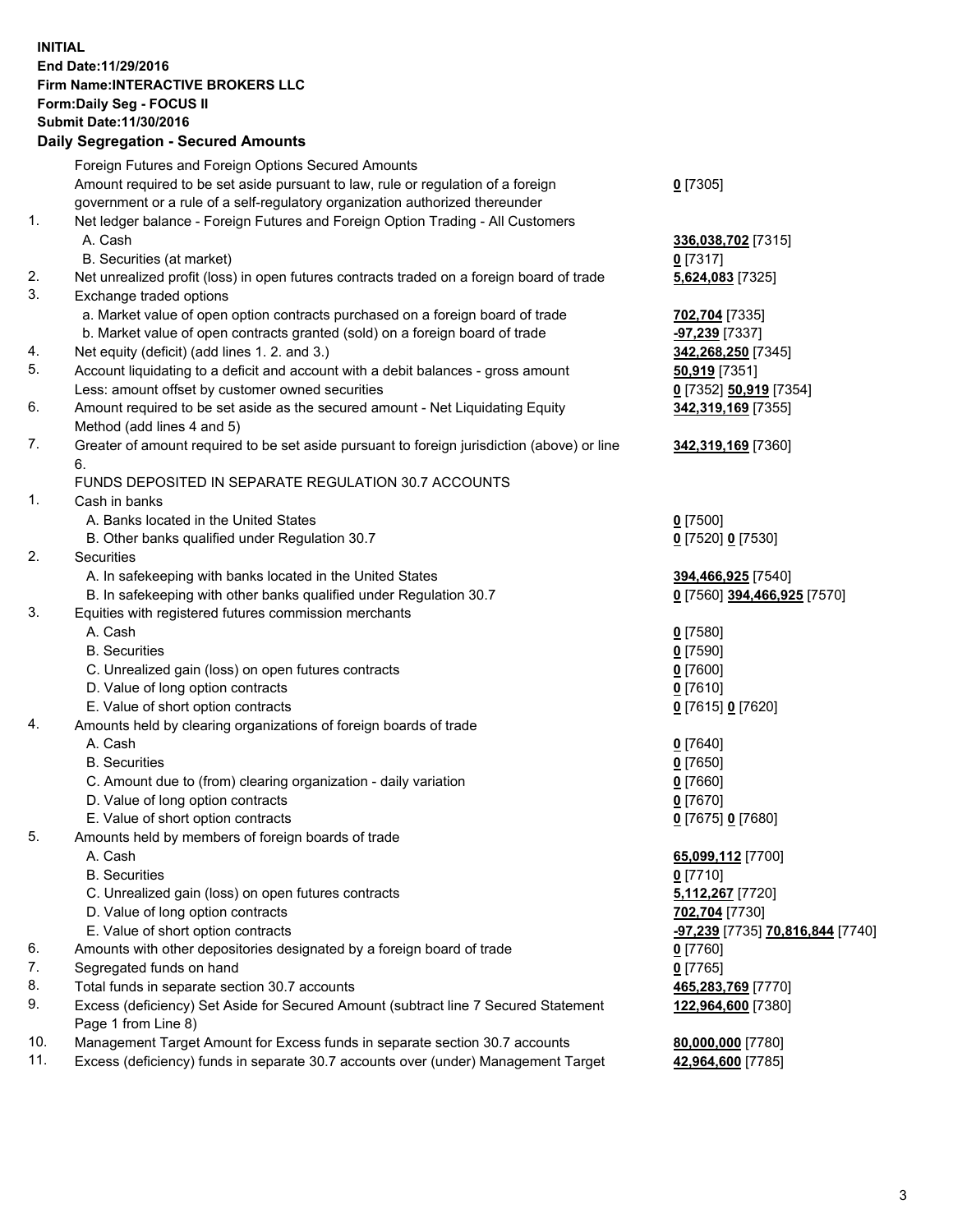**INITIAL**
**End Date:11/29/2016**
**Firm Name:INTERACTIVE BROKERS LLC**
**Form:Daily Seg - FOCUS II**
**Submit Date:11/30/2016**
**Daily Segregation - Secured Amounts**

| | | |
|---|---|---|
| | Foreign Futures and Foreign Options Secured Amounts | |
| | Amount required to be set aside pursuant to law, rule or regulation of a foreign government or a rule of a self-regulatory organization authorized thereunder | **0** [7305] |
| 1. | Net ledger balance - Foreign Futures and Foreign Option Trading - All Customers | |
| | A. Cash | **336,038,702** [7315] |
| | B. Securities (at market) | **0** [7317] |
| 2. | Net unrealized profit (loss) in open futures contracts traded on a foreign board of trade | **5,624,083** [7325] |
| 3. | Exchange traded options | |
| | a. Market value of open option contracts purchased on a foreign board of trade | **702,704** [7335] |
| | b. Market value of open contracts granted (sold) on a foreign board of trade | **-97,239** [7337] |
| 4. | Net equity (deficit) (add lines 1. 2. and 3.) | **342,268,250** [7345] |
| 5. | Account liquidating to a deficit and account with a debit balances - gross amount | **50,919** [7351] |
| | Less: amount offset by customer owned securities | **0** [7352] **50,919** [7354] |
| 6. | Amount required to be set aside as the secured amount - Net Liquidating Equity Method (add lines 4 and 5) | **342,319,169** [7355] |
| 7. | Greater of amount required to be set aside pursuant to foreign jurisdiction (above) or line 6. | **342,319,169** [7360] |
| | FUNDS DEPOSITED IN SEPARATE REGULATION 30.7 ACCOUNTS | |
| 1. | Cash in banks | |
| | A. Banks located in the United States | **0** [7500] |
| | B. Other banks qualified under Regulation 30.7 | **0** [7520] **0** [7530] |
| 2. | Securities | |
| | A. In safekeeping with banks located in the United States | **394,466,925** [7540] |
| | B. In safekeeping with other banks qualified under Regulation 30.7 | **0** [7560] **394,466,925** [7570] |
| 3. | Equities with registered futures commission merchants | |
| | A. Cash | **0** [7580] |
| | B. Securities | **0** [7590] |
| | C. Unrealized gain (loss) on open futures contracts | **0** [7600] |
| | D. Value of long option contracts | **0** [7610] |
| | E. Value of short option contracts | **0** [7615] **0** [7620] |
| 4. | Amounts held by clearing organizations of foreign boards of trade | |
| | A. Cash | **0** [7640] |
| | B. Securities | **0** [7650] |
| | C. Amount due to (from) clearing organization - daily variation | **0** [7660] |
| | D. Value of long option contracts | **0** [7670] |
| | E. Value of short option contracts | **0** [7675] **0** [7680] |
| 5. | Amounts held by members of foreign boards of trade | |
| | A. Cash | **65,099,112** [7700] |
| | B. Securities | **0** [7710] |
| | C. Unrealized gain (loss) on open futures contracts | **5,112,267** [7720] |
| | D. Value of long option contracts | **702,704** [7730] |
| | E. Value of short option contracts | **-97,239** [7735] **70,816,844** [7740] |
| 6. | Amounts with other depositories designated by a foreign board of trade | **0** [7760] |
| 7. | Segregated funds on hand | **0** [7765] |
| 8. | Total funds in separate section 30.7 accounts | **465,283,769** [7770] |
| 9. | Excess (deficiency) Set Aside for Secured Amount (subtract line 7 Secured Statement Page 1 from Line 8) | **122,964,600** [7380] |
| 10. | Management Target Amount for Excess funds in separate section 30.7 accounts | **80,000,000** [7780] |
| 11. | Excess (deficiency) funds in separate 30.7 accounts over (under) Management Target | **42,964,600** [7785] |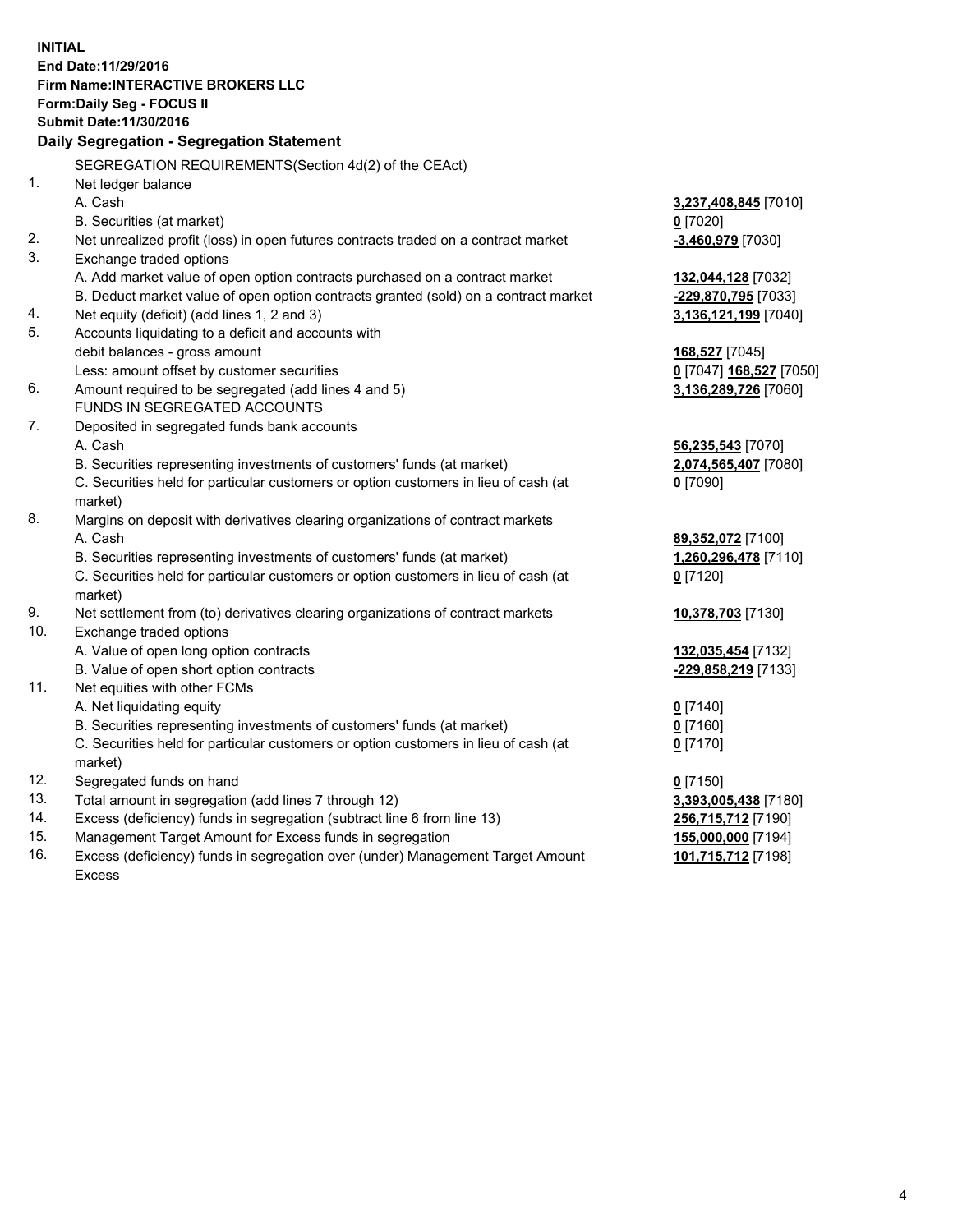**INITIAL**
**End Date:11/29/2016**
**Firm Name:INTERACTIVE BROKERS LLC**
**Form:Daily Seg - FOCUS II**
**Submit Date:11/30/2016**

**Daily Segregation - Segregation Statement**

SEGREGATION REQUIREMENTS(Section 4d(2) of the CEAct)

| | | |
|---|---|---|
| 1. | Net ledger balance | |
| | A. Cash | **3,237,408,845** [7010] |
| | B. Securities (at market) | **0** [7020] |
| 2. | Net unrealized profit (loss) in open futures contracts traded on a contract market | **-3,460,979** [7030] |
| 3. | Exchange traded options | |
| | A. Add market value of open option contracts purchased on a contract market | **132,044,128** [7032] |
| | B. Deduct market value of open option contracts granted (sold) on a contract market | **-229,870,795** [7033] |
| 4. | Net equity (deficit) (add lines 1, 2 and 3) | **3,136,121,199** [7040] |
| 5. | Accounts liquidating to a deficit and accounts with debit balances - gross amount | **168,527** [7045] |
| | Less: amount offset by customer securities | **0** [7047] **168,527** [7050] |
| 6. | Amount required to be segregated (add lines 4 and 5) | **3,136,289,726** [7060] |
| | FUNDS IN SEGREGATED ACCOUNTS | |
| 7. | Deposited in segregated funds bank accounts | |
| | A. Cash | **56,235,543** [7070] |
| | B. Securities representing investments of customers' funds (at market) | **2,074,565,407** [7080] |
| | C. Securities held for particular customers or option customers in lieu of cash (at market) | **0** [7090] |
| 8. | Margins on deposit with derivatives clearing organizations of contract markets | |
| | A. Cash | **89,352,072** [7100] |
| | B. Securities representing investments of customers' funds (at market) | **1,260,296,478** [7110] |
| | C. Securities held for particular customers or option customers in lieu of cash (at market) | **0** [7120] |
| 9. | Net settlement from (to) derivatives clearing organizations of contract markets | **10,378,703** [7130] |
| 10. | Exchange traded options | |
| | A. Value of open long option contracts | **132,035,454** [7132] |
| | B. Value of open short option contracts | **-229,858,219** [7133] |
| 11. | Net equities with other FCMs | |
| | A. Net liquidating equity | **0** [7140] |
| | B. Securities representing investments of customers' funds (at market) | **0** [7160] |
| | C. Securities held for particular customers or option customers in lieu of cash (at market) | **0** [7170] |
| 12. | Segregated funds on hand | **0** [7150] |
| 13. | Total amount in segregation (add lines 7 through 12) | **3,393,005,438** [7180] |
| 14. | Excess (deficiency) funds in segregation (subtract line 6 from line 13) | **256,715,712** [7190] |
| 15. | Management Target Amount for Excess funds in segregation | **155,000,000** [7194] |
| 16. | Excess (deficiency) funds in segregation over (under) Management Target Amount Excess | **101,715,712** [7198] |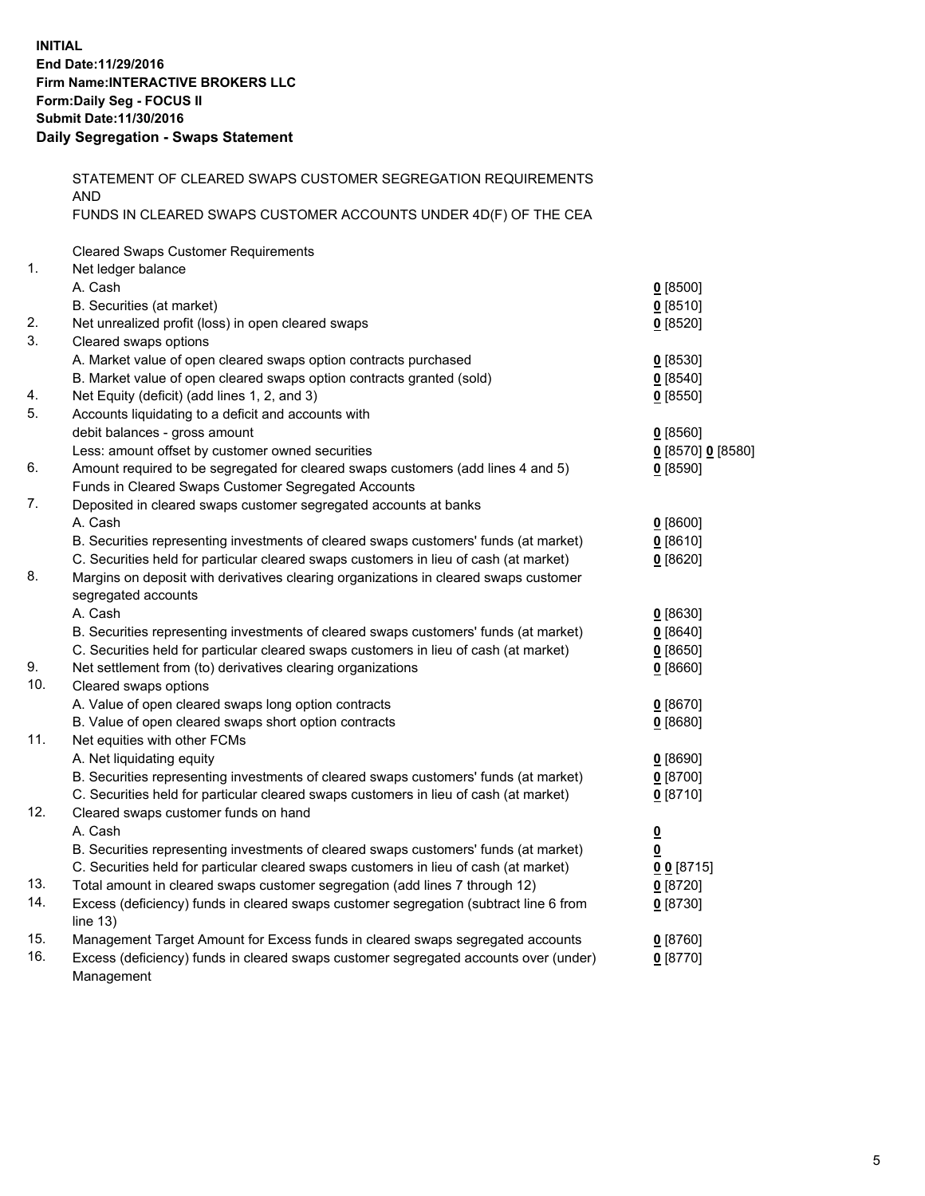**INITIAL**
**End Date:11/29/2016**
**Firm Name:INTERACTIVE BROKERS LLC**
**Form:Daily Seg - FOCUS II**
**Submit Date:11/30/2016**
**Daily Segregation - Swaps Statement**

STATEMENT OF CLEARED SWAPS CUSTOMER SEGREGATION REQUIREMENTS AND FUNDS IN CLEARED SWAPS CUSTOMER ACCOUNTS UNDER 4D(F) OF THE CEA

| | | |
|---|---|---|
| | Cleared Swaps Customer Requirements | |
| 1. | Net ledger balance | |
| | A. Cash | 0 [8500] |
| | B. Securities (at market) | 0 [8510] |
| 2. | Net unrealized profit (loss) in open cleared swaps | 0 [8520] |
| 3. | Cleared swaps options | |
| | A. Market value of open cleared swaps option contracts purchased | 0 [8530] |
| | B. Market value of open cleared swaps option contracts granted (sold) | 0 [8540] |
| 4. | Net Equity (deficit) (add lines 1, 2, and 3) | 0 [8550] |
| 5. | Accounts liquidating to a deficit and accounts with debit balances - gross amount | 0 [8560] |
| | Less: amount offset by customer owned securities | 0 [8570] 0 [8580] |
| 6. | Amount required to be segregated for cleared swaps customers (add lines 4 and 5) | 0 [8590] |
| | Funds in Cleared Swaps Customer Segregated Accounts | |
| 7. | Deposited in cleared swaps customer segregated accounts at banks | |
| | A. Cash | 0 [8600] |
| | B. Securities representing investments of cleared swaps customers' funds (at market) | 0 [8610] |
| | C. Securities held for particular cleared swaps customers in lieu of cash (at market) | 0 [8620] |
| 8. | Margins on deposit with derivatives clearing organizations in cleared swaps customer segregated accounts | |
| | A. Cash | 0 [8630] |
| | B. Securities representing investments of cleared swaps customers' funds (at market) | 0 [8640] |
| | C. Securities held for particular cleared swaps customers in lieu of cash (at market) | 0 [8650] |
| 9. | Net settlement from (to) derivatives clearing organizations | 0 [8660] |
| 10. | Cleared swaps options | |
| | A. Value of open cleared swaps long option contracts | 0 [8670] |
| | B. Value of open cleared swaps short option contracts | 0 [8680] |
| 11. | Net equities with other FCMs | |
| | A. Net liquidating equity | 0 [8690] |
| | B. Securities representing investments of cleared swaps customers' funds (at market) | 0 [8700] |
| | C. Securities held for particular cleared swaps customers in lieu of cash (at market) | 0 [8710] |
| 12. | Cleared swaps customer funds on hand | |
| | A. Cash | 0 |
| | B. Securities representing investments of cleared swaps customers' funds (at market) | 0 |
| | C. Securities held for particular cleared swaps customers in lieu of cash (at market) | 0 0 [8715] |
| 13. | Total amount in cleared swaps customer segregation (add lines 7 through 12) | 0 [8720] |
| 14. | Excess (deficiency) funds in cleared swaps customer segregation (subtract line 6 from line 13) | 0 [8730] |
| 15. | Management Target Amount for Excess funds in cleared swaps segregated accounts | 0 [8760] |
| 16. | Excess (deficiency) funds in cleared swaps customer segregated accounts over (under) Management | 0 [8770] |